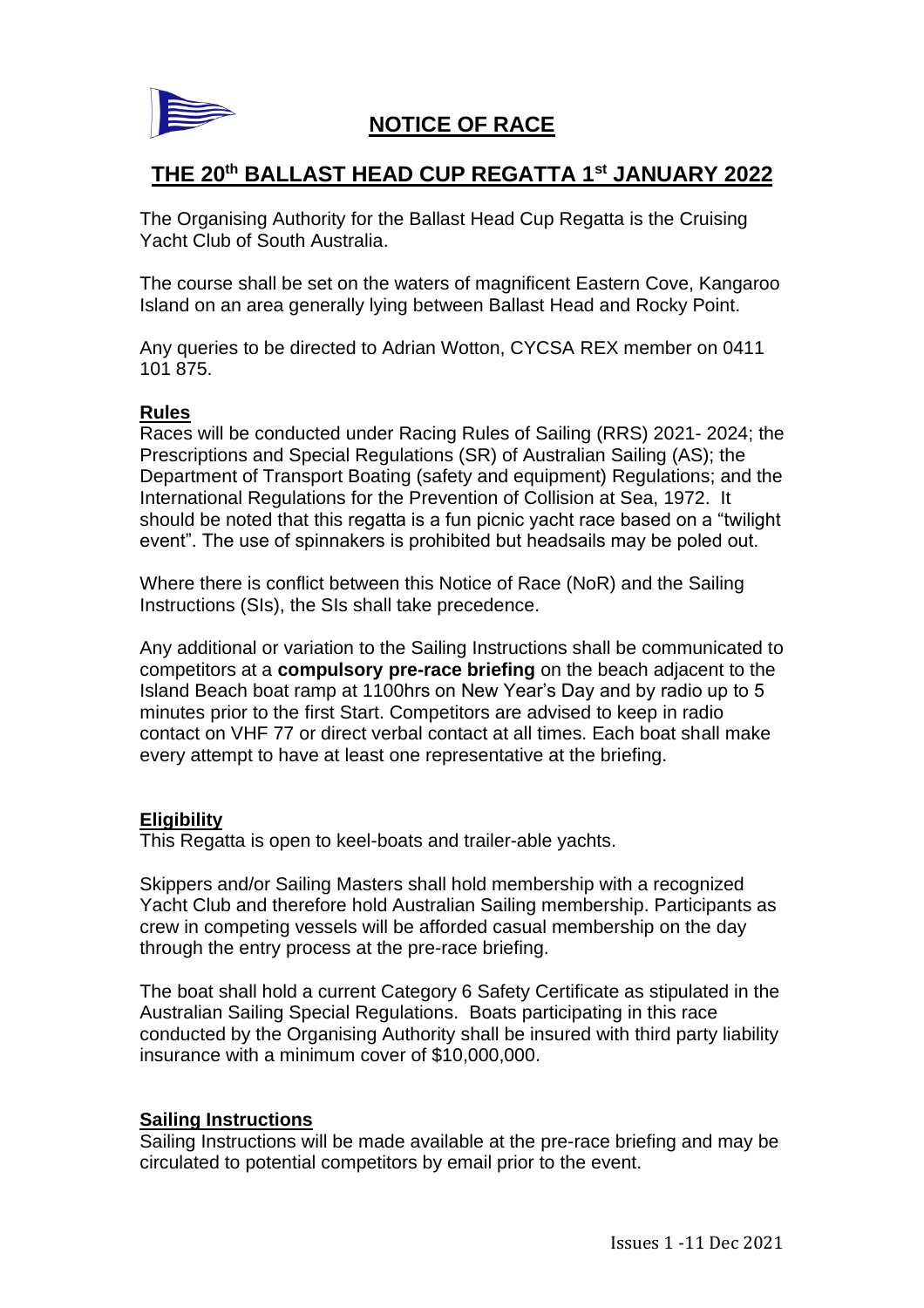# NOTICE OF RACE

## THE 20th BALLAST HEAD CUP REGATTA 1st JANUARY 2022

The Organising Authority for the Ballast Head Cup Regatta is the Cruising Yacht Club of South Australia.

The course shall be set on the waters of magnificent Eastern Cove, Kangaroo Island on an area generally lying between Ballast Head and Rocky Point.

Any queries to be directed to Adrian Wotton, CYCSA REX member on 0411 101 875.

### Rules

Races will be conducted under Racing Rules of Sailing (RRS) 2021- 2024; the Prescriptions and Special Regulations (SR) of Australian Sailing (AS); the Department of Transport Boating (safety and equipment) Regulations; and the International Regulations for the Prevention of Collision at Sea, 1972. It should be noted that this regatta is a fun picnic yacht race based on a "twilight event". The use of spinnakers is prohibited but headsails may be poled out.

Where there is conflict between this Notice of Race (NoR) and the Sailing Instructions (SIs), the SIs shall take precedence.

Any additional or variation to the Sailing Instructions shall be communicated to competitors at a **compulsory pre-race briefing** on the beach adjacent to the Island Beach boat ramp at 1100hrs on New Year's Day and by radio up to 5 minutes prior to the first Start. Competitors are advised to keep in radio contact on VHF 77 or direct verbal contact at all times. Each boat shall make every attempt to have at least one representative at the briefing.

### Eligibility

This Regatta is open to keel-boats and trailer-able yachts.

Skippers and/or Sailing Masters shall hold membership with a recognized Yacht Club and therefore hold Australian Sailing membership. Participants as crew in competing vessels will be afforded casual membership on the day through the entry process at the pre-race briefing.

The boat shall hold a current Category 6 Safety Certificate as stipulated in the Australian Sailing Special Regulations. Boats participating in this race conducted by the Organising Authority shall be insured with third party liability insurance with a minimum cover of $10,000,000.

### Sailing Instructions

Sailing Instructions will be made available at the pre-race briefing and may be circulated to potential competitors by email prior to the event.

Issues 1 -11 Dec 2021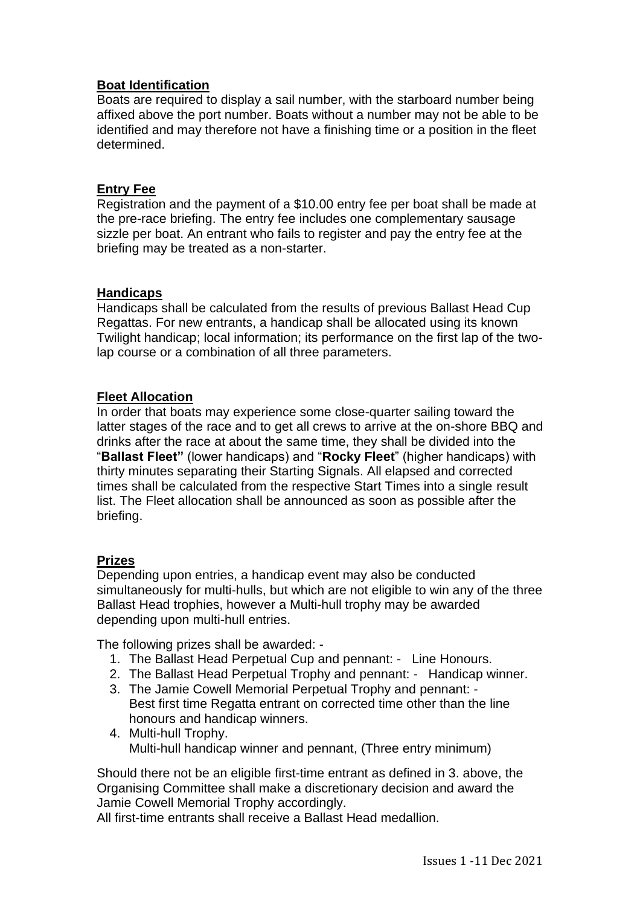**Boat Identification**

Boats are required to display a sail number, with the starboard number being affixed above the port number. Boats without a number may not be able to be identified and may therefore not have a finishing time or a position in the fleet determined.

**Entry Fee**

Registration and the payment of a $10.00 entry fee per boat shall be made at the pre-race briefing. The entry fee includes one complementary sausage sizzle per boat. An entrant who fails to register and pay the entry fee at the briefing may be treated as a non-starter.

**Handicaps**

Handicaps shall be calculated from the results of previous Ballast Head Cup Regattas. For new entrants, a handicap shall be allocated using its known Twilight handicap; local information; its performance on the first lap of the two-lap course or a combination of all three parameters.

**Fleet Allocation**

In order that boats may experience some close-quarter sailing toward the latter stages of the race and to get all crews to arrive at the on-shore BBQ and drinks after the race at about the same time, they shall be divided into the "**Ballast Fleet"** (lower handicaps) and "**Rocky Fleet**" (higher handicaps) with thirty minutes separating their Starting Signals. All elapsed and corrected times shall be calculated from the respective Start Times into a single result list. The Fleet allocation shall be announced as soon as possible after the briefing.

**Prizes**

Depending upon entries, a handicap event may also be conducted simultaneously for multi-hulls, but which are not eligible to win any of the three Ballast Head trophies, however a Multi-hull trophy may be awarded depending upon multi-hull entries.

The following prizes shall be awarded: -

1. The Ballast Head Perpetual Cup and pennant: - Line Honours.
2. The Ballast Head Perpetual Trophy and pennant: - Handicap winner.
3. The Jamie Cowell Memorial Perpetual Trophy and pennant: - Best first time Regatta entrant on corrected time other than the line honours and handicap winners.
4. Multi-hull Trophy. Multi-hull handicap winner and pennant, (Three entry minimum)

Should there not be an eligible first-time entrant as defined in 3. above, the Organising Committee shall make a discretionary decision and award the Jamie Cowell Memorial Trophy accordingly.

All first-time entrants shall receive a Ballast Head medallion.

Issues 1 -11 Dec 2021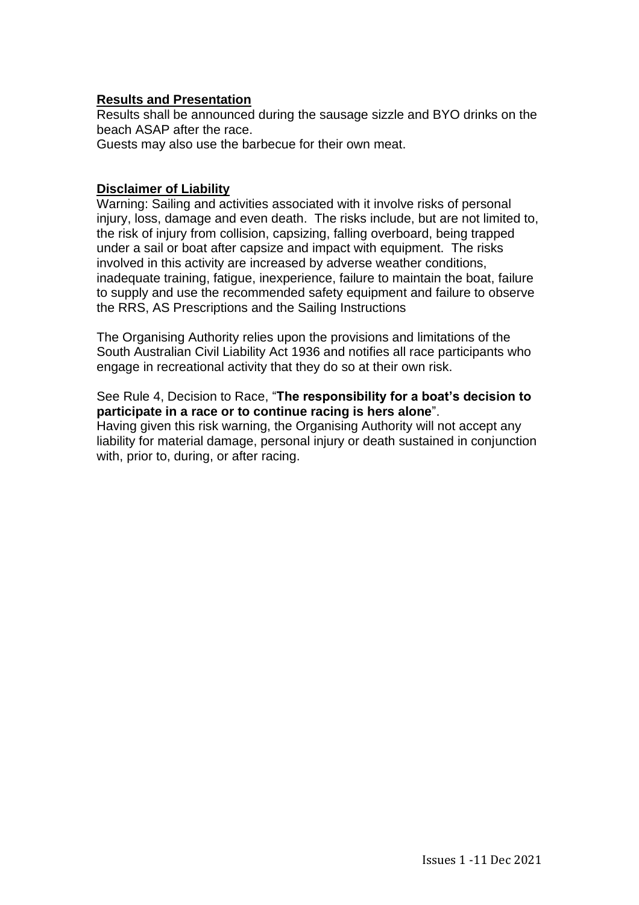**Results and Presentation**

Results shall be announced during the sausage sizzle and BYO drinks on the beach ASAP after the race.

Guests may also use the barbecue for their own meat.

**Disclaimer of Liability**

Warning: Sailing and activities associated with it involve risks of personal injury, loss, damage and even death. The risks include, but are not limited to, the risk of injury from collision, capsizing, falling overboard, being trapped under a sail or boat after capsize and impact with equipment. The risks involved in this activity are increased by adverse weather conditions, inadequate training, fatigue, inexperience, failure to maintain the boat, failure to supply and use the recommended safety equipment and failure to observe the RRS, AS Prescriptions and the Sailing Instructions

The Organising Authority relies upon the provisions and limitations of the South Australian Civil Liability Act 1936 and notifies all race participants who engage in recreational activity that they do so at their own risk.

See Rule 4, Decision to Race, "**The responsibility for a boat's decision to participate in a race or to continue racing is hers alone**".

Having given this risk warning, the Organising Authority will not accept any liability for material damage, personal injury or death sustained in conjunction with, prior to, during, or after racing.

Issues 1 -11 Dec 2021